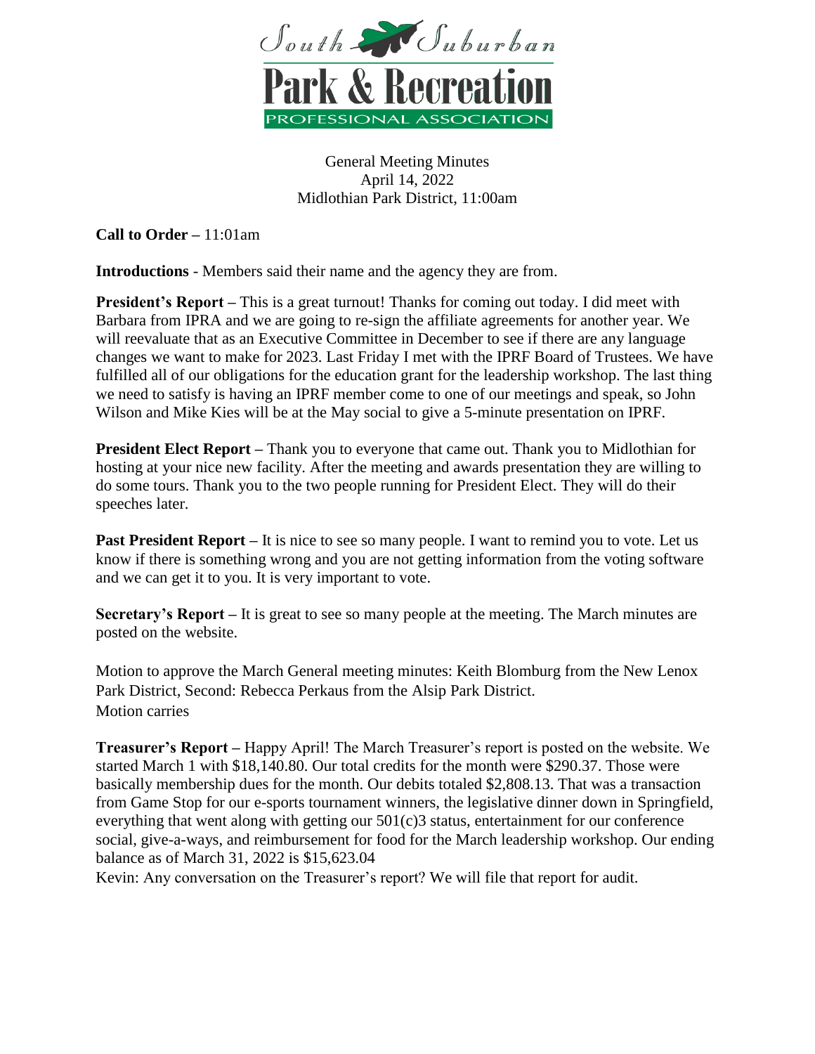# South Suburban Park & Recreation Professional Association

General Meeting Minutes
April 14, 2022
Midlothian Park District, 11:00am

**Call to Order** – 11:01am

**Introductions** - Members said their name and the agency they are from.

**President's Report** – This is a great turnout! Thanks for coming out today. I did meet with Barbara from IPRA and we are going to re-sign the affiliate agreements for another year. We will reevaluate that as an Executive Committee in December to see if there are any language changes we want to make for 2023. Last Friday I met with the IPRF Board of Trustees. We have fulfilled all of our obligations for the education grant for the leadership workshop. The last thing we need to satisfy is having an IPRF member come to one of our meetings and speak, so John Wilson and Mike Kies will be at the May social to give a 5-minute presentation on IPRF.

**President Elect Report** – Thank you to everyone that came out. Thank you to Midlothian for hosting at your nice new facility. After the meeting and awards presentation they are willing to do some tours. Thank you to the two people running for President Elect. They will do their speeches later.

**Past President Report** – It is nice to see so many people. I want to remind you to vote. Let us know if there is something wrong and you are not getting information from the voting software and we can get it to you. It is very important to vote.

**Secretary's Report** – It is great to see so many people at the meeting. The March minutes are posted on the website.

Motion to approve the March General meeting minutes: Keith Blomburg from the New Lenox Park District, Second: Rebecca Perkaus from the Alsip Park District.
Motion carries

**Treasurer's Report** – Happy April! The March Treasurer's report is posted on the website. We started March 1 with $18,140.80. Our total credits for the month were $290.37. Those were basically membership dues for the month. Our debits totaled $2,808.13. That was a transaction from Game Stop for our e-sports tournament winners, the legislative dinner down in Springfield, everything that went along with getting our 501(c)3 status, entertainment for our conference social, give-a-ways, and reimbursement for food for the March leadership workshop. Our ending balance as of March 31, 2022 is $15,623.04
Kevin: Any conversation on the Treasurer's report? We will file that report for audit.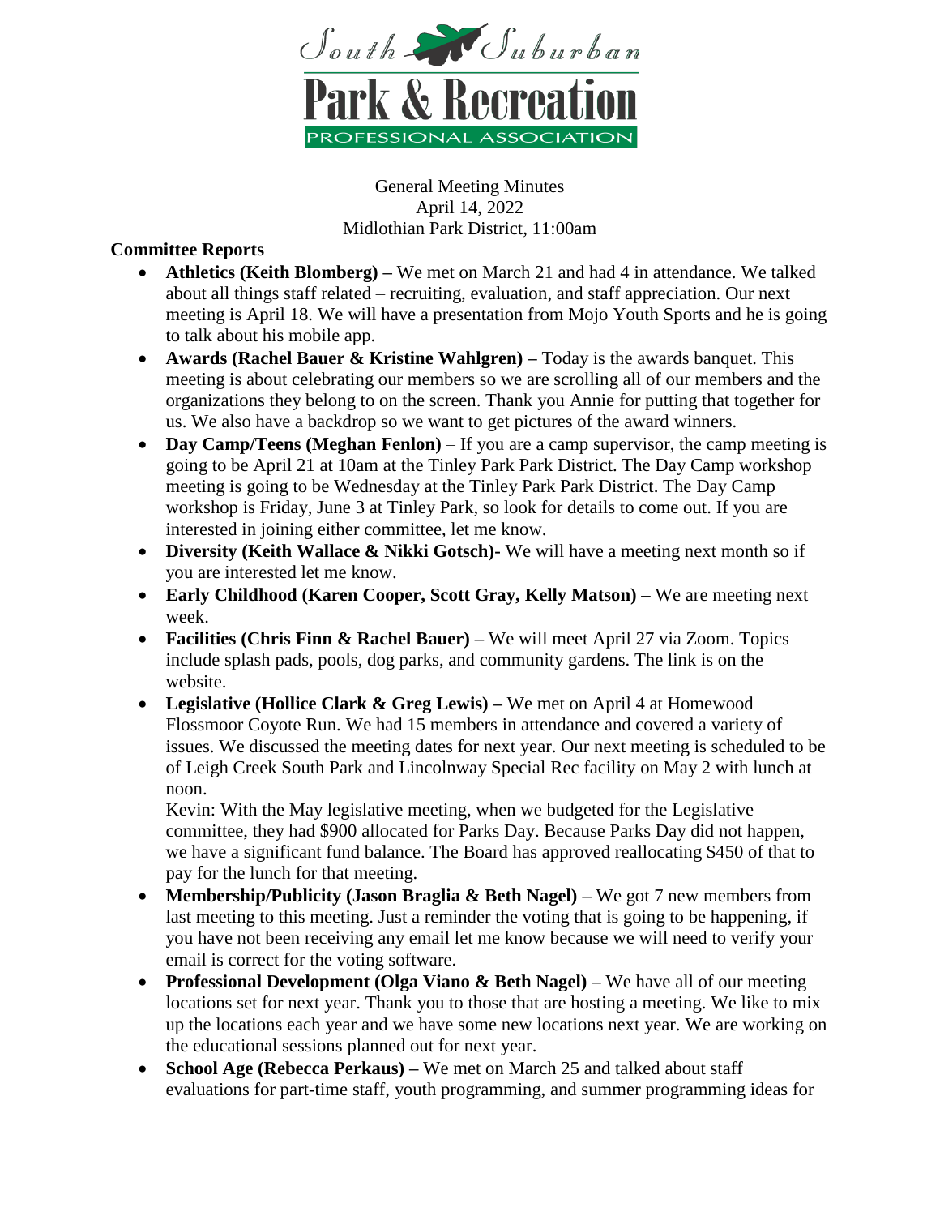South Suburban Park & Recreation Professional Association

General Meeting Minutes
April 14, 2022
Midlothian Park District, 11:00am

**Committee Reports**

- **Athletics (Keith Blomberg) –** We met on March 21 and had 4 in attendance. We talked about all things staff related – recruiting, evaluation, and staff appreciation. Our next meeting is April 18. We will have a presentation from Mojo Youth Sports and he is going to talk about his mobile app.
- **Awards (Rachel Bauer & Kristine Wahlgren) –** Today is the awards banquet. This meeting is about celebrating our members so we are scrolling all of our members and the organizations they belong to on the screen. Thank you Annie for putting that together for us. We also have a backdrop so we want to get pictures of the award winners.
- **Day Camp/Teens (Meghan Fenlon)** – If you are a camp supervisor, the camp meeting is going to be April 21 at 10am at the Tinley Park Park District. The Day Camp workshop meeting is going to be Wednesday at the Tinley Park Park District. The Day Camp workshop is Friday, June 3 at Tinley Park, so look for details to come out. If you are interested in joining either committee, let me know.
- **Diversity (Keith Wallace & Nikki Gotsch)-** We will have a meeting next month so if you are interested let me know.
- **Early Childhood (Karen Cooper, Scott Gray, Kelly Matson) –** We are meeting next week.
- **Facilities (Chris Finn & Rachel Bauer) –** We will meet April 27 via Zoom. Topics include splash pads, pools, dog parks, and community gardens. The link is on the website.
- **Legislative (Hollice Clark & Greg Lewis) –** We met on April 4 at Homewood Flossmoor Coyote Run. We had 15 members in attendance and covered a variety of issues. We discussed the meeting dates for next year. Our next meeting is scheduled to be of Leigh Creek South Park and Lincolnway Special Rec facility on May 2 with lunch at noon.

  Kevin: With the May legislative meeting, when we budgeted for the Legislative committee, they had $900 allocated for Parks Day. Because Parks Day did not happen, we have a significant fund balance. The Board has approved reallocating $450 of that to pay for the lunch for that meeting.
- **Membership/Publicity (Jason Braglia & Beth Nagel) –** We got 7 new members from last meeting to this meeting. Just a reminder the voting that is going to be happening, if you have not been receiving any email let me know because we will need to verify your email is correct for the voting software.
- **Professional Development (Olga Viano & Beth Nagel) –** We have all of our meeting locations set for next year. Thank you to those that are hosting a meeting. We like to mix up the locations each year and we have some new locations next year. We are working on the educational sessions planned out for next year.
- **School Age (Rebecca Perkaus) –** We met on March 25 and talked about staff evaluations for part-time staff, youth programming, and summer programming ideas for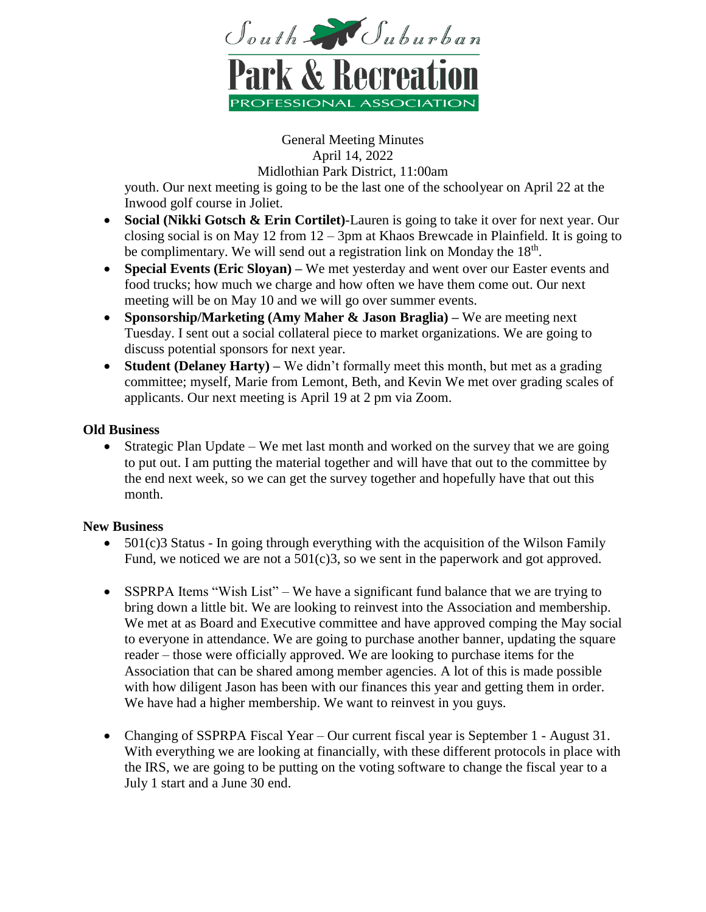General Meeting Minutes
April 14, 2022
Midlothian Park District, 11:00am

youth. Our next meeting is going to be the last one of the schoolyear on April 22 at the Inwood golf course in Joliet.

- **Social (Nikki Gotsch & Erin Cortilet)**-Lauren is going to take it over for next year. Our closing social is on May 12 from 12 – 3pm at Khaos Brewcade in Plainfield. It is going to be complimentary. We will send out a registration link on Monday the 18th.
- **Special Events (Eric Sloyan) –** We met yesterday and went over our Easter events and food trucks; how much we charge and how often we have them come out. Our next meeting will be on May 10 and we will go over summer events.
- **Sponsorship/Marketing (Amy Maher & Jason Braglia) –** We are meeting next Tuesday. I sent out a social collateral piece to market organizations. We are going to discuss potential sponsors for next year.
- **Student (Delaney Harty) –** We didn't formally meet this month, but met as a grading committee; myself, Marie from Lemont, Beth, and Kevin We met over grading scales of applicants. Our next meeting is April 19 at 2 pm via Zoom.

**Old Business**

- Strategic Plan Update – We met last month and worked on the survey that we are going to put out. I am putting the material together and will have that out to the committee by the end next week, so we can get the survey together and hopefully have that out this month.

**New Business**

- 501(c)3 Status - In going through everything with the acquisition of the Wilson Family Fund, we noticed we are not a 501(c)3, so we sent in the paperwork and got approved.

- SSPRPA Items "Wish List" – We have a significant fund balance that we are trying to bring down a little bit. We are looking to reinvest into the Association and membership. We met at as Board and Executive committee and have approved comping the May social to everyone in attendance. We are going to purchase another banner, updating the square reader – those were officially approved. We are looking to purchase items for the Association that can be shared among member agencies. A lot of this is made possible with how diligent Jason has been with our finances this year and getting them in order. We have had a higher membership. We want to reinvest in you guys.

- Changing of SSPRPA Fiscal Year – Our current fiscal year is September 1 - August 31. With everything we are looking at financially, with these different protocols in place with the IRS, we are going to be putting on the voting software to change the fiscal year to a July 1 start and a June 30 end.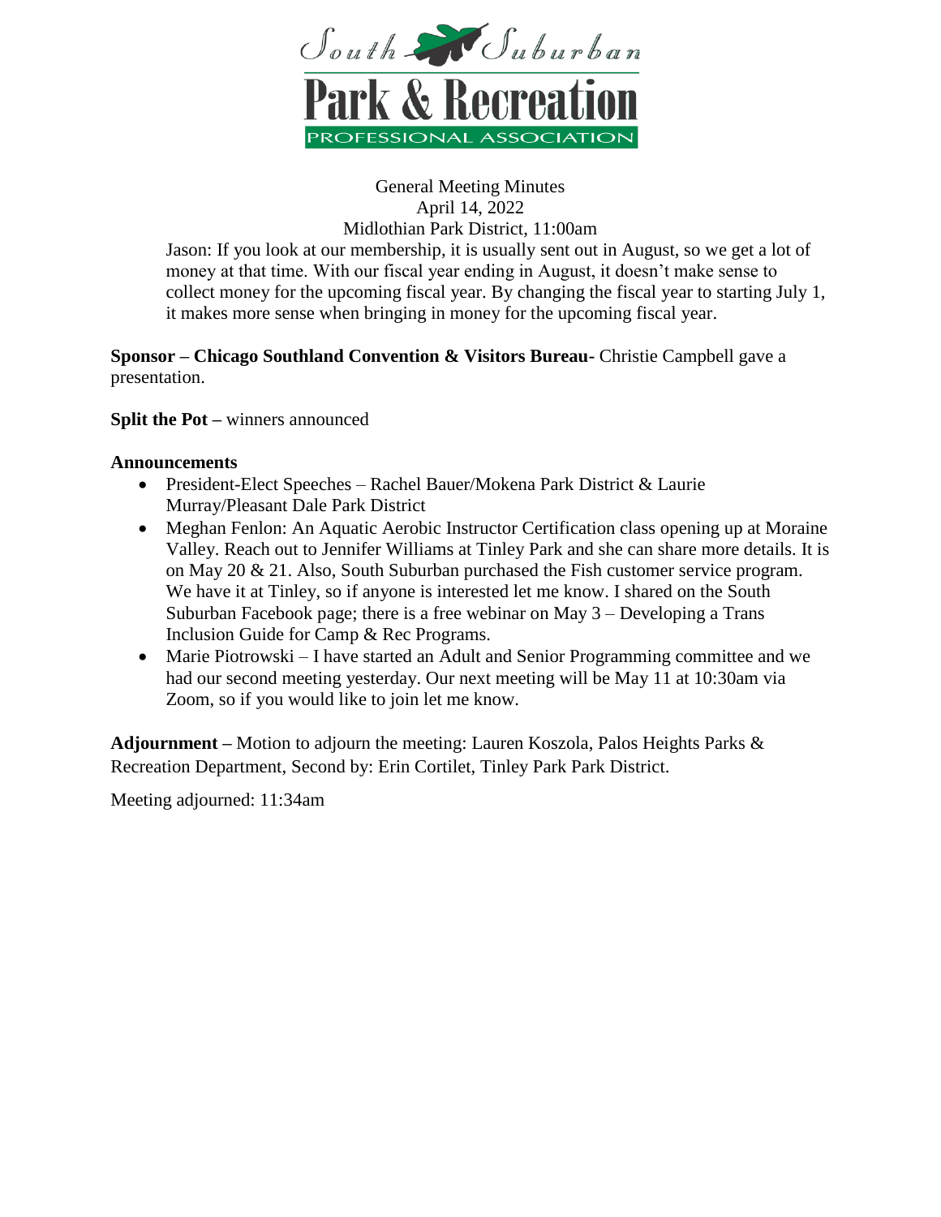South Suburban
Park & Recreation
PROFESSIONAL ASSOCIATION

General Meeting Minutes
April 14, 2022
Midlothian Park District, 11:00am

Jason: If you look at our membership, it is usually sent out in August, so we get a lot of money at that time. With our fiscal year ending in August, it doesn't make sense to collect money for the upcoming fiscal year. By changing the fiscal year to starting July 1, it makes more sense when bringing in money for the upcoming fiscal year.

**Sponsor – Chicago Southland Convention & Visitors Bureau-** Christie Campbell gave a presentation.

**Split the Pot –** winners announced

**Announcements**

- President-Elect Speeches – Rachel Bauer/Mokena Park District & Laurie Murray/Pleasant Dale Park District
- Meghan Fenlon: An Aquatic Aerobic Instructor Certification class opening up at Moraine Valley. Reach out to Jennifer Williams at Tinley Park and she can share more details. It is on May 20 & 21. Also, South Suburban purchased the Fish customer service program. We have it at Tinley, so if anyone is interested let me know. I shared on the South Suburban Facebook page; there is a free webinar on May 3 – Developing a Trans Inclusion Guide for Camp & Rec Programs.
- Marie Piotrowski – I have started an Adult and Senior Programming committee and we had our second meeting yesterday. Our next meeting will be May 11 at 10:30am via Zoom, so if you would like to join let me know.

**Adjournment –** Motion to adjourn the meeting: Lauren Koszola, Palos Heights Parks & Recreation Department, Second by: Erin Cortilet, Tinley Park Park District.

Meeting adjourned: 11:34am